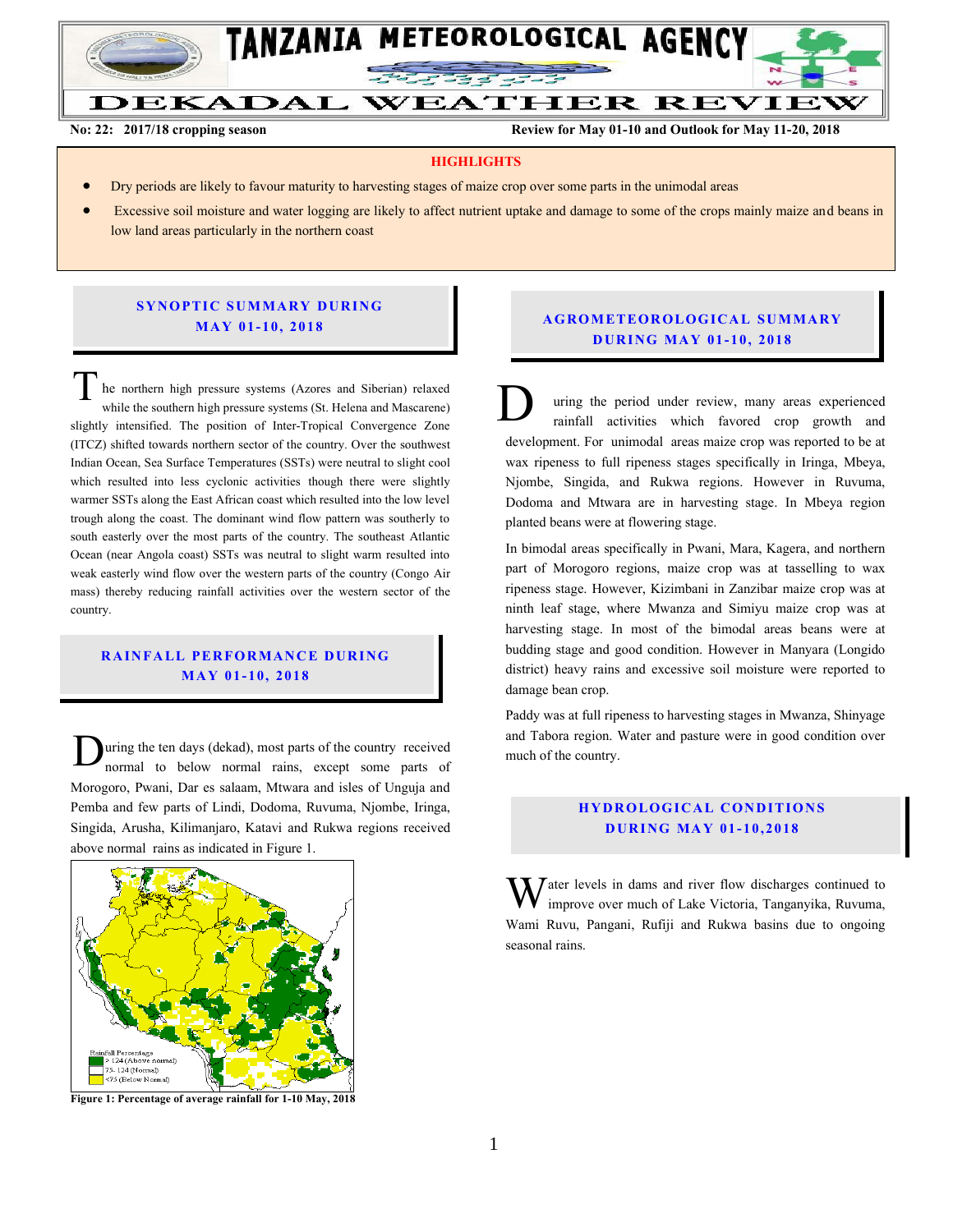# TANZANIA METEOROLOGICAL AGENCY

## DEKADAL WEATHER REVIEW

**No: 22: 2017/18 cropping season** | **Review for May 01-10 and Outlook for May 11-20, 2018**

**HIGHLIGHTS**

- Dry periods are likely to favour maturity to harvesting stages of maize crop over some parts in the unimodal areas
- Excessive soil moisture and water logging are likely to affect nutrient uptake and damage to some of the crops mainly maize and beans in low land areas particularly in the northern coast

## SYNOPTIC SUMMARY DURING MAY 01-10, 2018

The northern high pressure systems (Azores and Siberian) relaxed while the southern high pressure systems (St. Helena and Mascarene) slightly intensified. The position of Inter-Tropical Convergence Zone (ITCZ) shifted towards northern sector of the country. Over the southwest Indian Ocean, Sea Surface Temperatures (SSTs) were neutral to slight cool which resulted into less cyclonic activities though there were slightly warmer SSTs along the East African coast which resulted into the low level trough along the coast. The dominant wind flow pattern was southerly to south easterly over the most parts of the country. The southeast Atlantic Ocean (near Angola coast) SSTs was neutral to slight warm resulted into weak easterly wind flow over the western parts of the country (Congo Air mass) thereby reducing rainfall activities over the western sector of the country.

## RAINFALL PERFORMANCE DURING MAY 01-10, 2018

During the ten days (dekad), most parts of the country received normal to below normal rains, except some parts of Morogoro, Pwani, Dar es salaam, Mtwara and isles of Unguja and Pemba and few parts of Lindi, Dodoma, Ruvuma, Njombe, Iringa, Singida, Arusha, Kilimanjaro, Katavi and Rukwa regions received above normal rains as indicated in Figure 1.

Rainfall Percentage
- > 124 (Above normal)
- 75 - 124 (Normal)
- <75 (Below Normal)

**Figure 1: Percentage of average rainfall for 1-10 May, 2018**

## AGROMETEOROLOGICAL SUMMARY DURING MAY 01-10, 2018

During the period under review, many areas experienced rainfall activities which favored crop growth and development. For unimodal areas maize crop was reported to be at wax ripeness to full ripeness stages specifically in Iringa, Mbeya, Njombe, Singida, and Rukwa regions. However in Ruvuma, Dodoma and Mtwara are in harvesting stage. In Mbeya region planted beans were at flowering stage.

In bimodal areas specifically in Pwani, Mara, Kagera, and northern part of Morogoro regions, maize crop was at tasselling to wax ripeness stage. However, Kizimbani in Zanzibar maize crop was at ninth leaf stage, where Mwanza and Simiyu maize crop was at harvesting stage. In most of the bimodal areas beans were at budding stage and good condition. However in Manyara (Longido district) heavy rains and excessive soil moisture were reported to damage bean crop.

Paddy was at full ripeness to harvesting stages in Mwanza, Shinyage and Tabora region. Water and pasture were in good condition over much of the country.

## HYDROLOGICAL CONDITIONS DURING MAY 01-10,2018

Water levels in dams and river flow discharges continued to improve over much of Lake Victoria, Tanganyika, Ruvuma, Wami Ruvu, Pangani, Rufiji and Rukwa basins due to ongoing seasonal rains.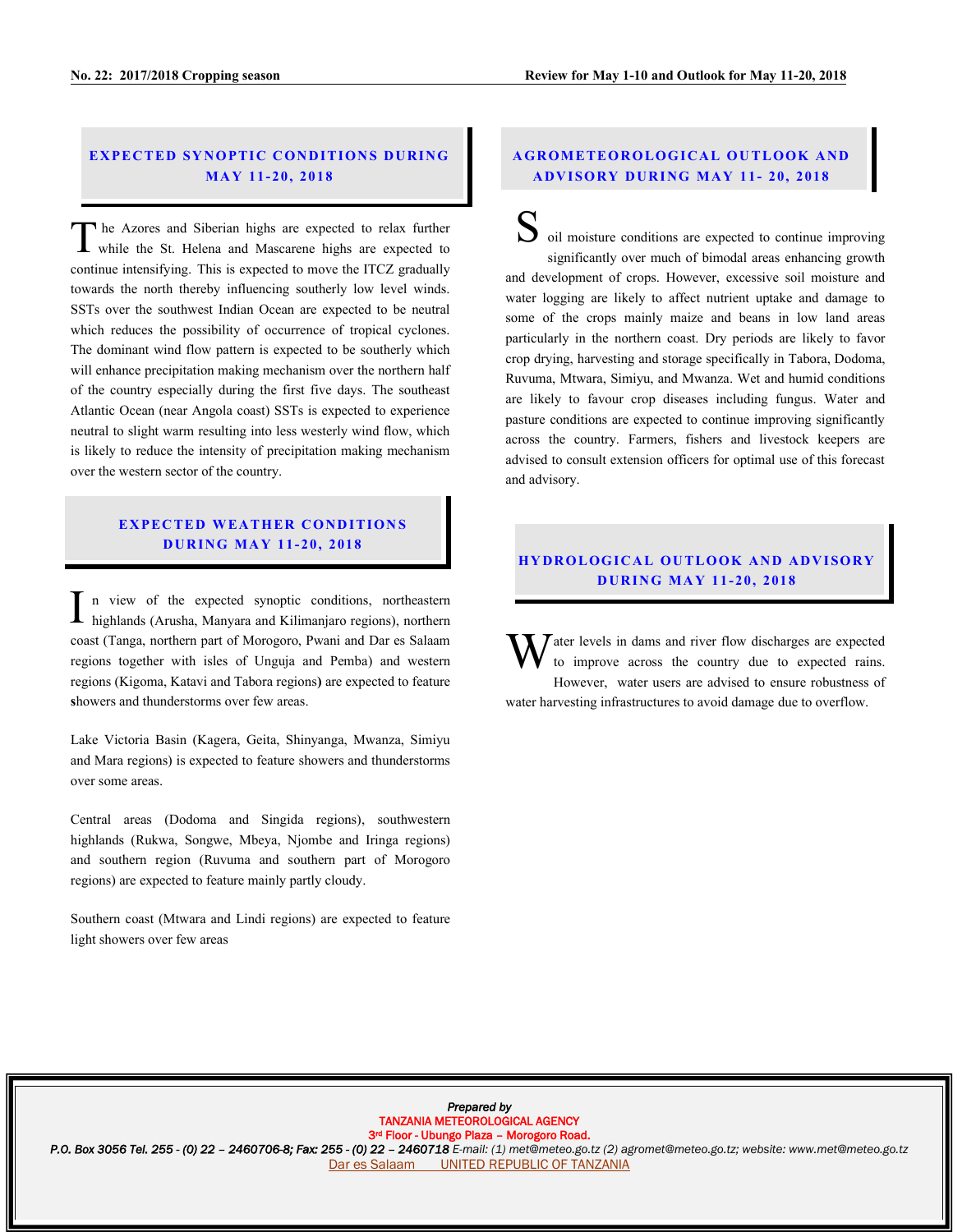## EXPECTED SYNOPTIC CONDITIONS DURING MAY 11-20, 2018

The Azores and Siberian highs are expected to relax further while the St. Helena and Mascarene highs are expected to continue intensifying. This is expected to move the ITCZ gradually towards the north thereby influencing southerly low level winds. SSTs over the southwest Indian Ocean are expected to be neutral which reduces the possibility of occurrence of tropical cyclones. The dominant wind flow pattern is expected to be southerly which will enhance precipitation making mechanism over the northern half of the country especially during the first five days. The southeast Atlantic Ocean (near Angola coast) SSTs is expected to experience neutral to slight warm resulting into less westerly wind flow, which is likely to reduce the intensity of precipitation making mechanism over the western sector of the country.

## EXPECTED WEATHER CONDITIONS DURING MAY 11-20, 2018

In view of the expected synoptic conditions, northeastern highlands (Arusha, Manyara and Kilimanjaro regions), northern coast (Tanga, northern part of Morogoro, Pwani and Dar es Salaam regions together with isles of Unguja and Pemba) and western regions (Kigoma, Katavi and Tabora regions**)** are expected to feature **s**howers and thunderstorms over few areas.

Lake Victoria Basin (Kagera, Geita, Shinyanga, Mwanza, Simiyu and Mara regions) is expected to feature showers and thunderstorms over some areas.

Central areas (Dodoma and Singida regions), southwestern highlands (Rukwa, Songwe, Mbeya, Njombe and Iringa regions) and southern region (Ruvuma and southern part of Morogoro regions) are expected to feature mainly partly cloudy.

Southern coast (Mtwara and Lindi regions) are expected to feature light showers over few areas

## AGROMETEOROLOGICAL OUTLOOK AND ADVISORY DURING MAY 11- 20, 2018

Soil moisture conditions are expected to continue improving significantly over much of bimodal areas enhancing growth and development of crops. However, excessive soil moisture and water logging are likely to affect nutrient uptake and damage to some of the crops mainly maize and beans in low land areas particularly in the northern coast. Dry periods are likely to favor crop drying, harvesting and storage specifically in Tabora, Dodoma, Ruvuma, Mtwara, Simiyu, and Mwanza. Wet and humid conditions are likely to favour crop diseases including fungus. Water and pasture conditions are expected to continue improving significantly across the country. Farmers, fishers and livestock keepers are advised to consult extension officers for optimal use of this forecast and advisory.

## HYDROLOGICAL OUTLOOK AND ADVISORY DURING MAY 11-20, 2018

Water levels in dams and river flow discharges are expected to improve across the country due to expected rains. However, water users are advised to ensure robustness of water harvesting infrastructures to avoid damage due to overflow.

*Prepared by*
TANZANIA METEOROLOGICAL AGENCY
3rd Floor - Ubungo Plaza – Morogoro Road.
*P.O. Box 3056 Tel. 255 - (0) 22 – 2460706-8; Fax: 255 - (0) 22 – 2460718 E-mail: (1) met@meteo.go.tz (2) agromet@meteo.go.tz; website: www.met@meteo.go.tz*
Dar es Salaam UNITED REPUBLIC OF TANZANIA